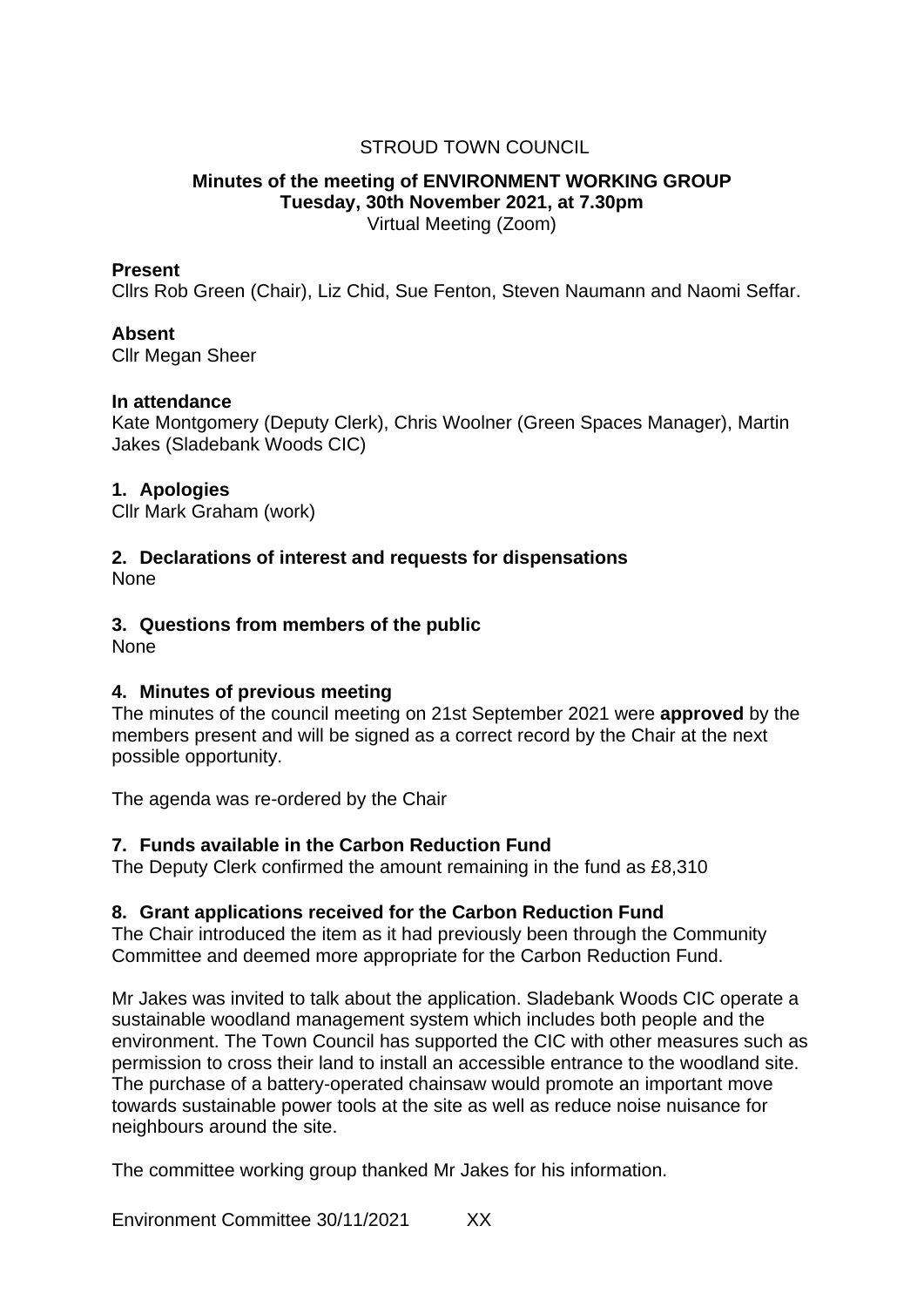STROUD TOWN COUNCIL

**Minutes of the meeting of ENVIRONMENT WORKING GROUP**
**Tuesday, 30th November 2021, at 7.30pm**
Virtual Meeting (Zoom)

**Present**
Cllrs Rob Green (Chair), Liz Chid, Sue Fenton, Steven Naumann and Naomi Seffar.

**Absent**
Cllr Megan Sheer

**In attendance**
Kate Montgomery (Deputy Clerk), Chris Woolner (Green Spaces Manager), Martin Jakes (Sladebank Woods CIC)

## 1. Apologies

Cllr Mark Graham (work)

## 2. Declarations of interest and requests for dispensations

None

## 3. Questions from members of the public

None

## 4. Minutes of previous meeting

The minutes of the council meeting on 21st September 2021 were **approved** by the members present and will be signed as a correct record by the Chair at the next possible opportunity.

The agenda was re-ordered by the Chair

## 7. Funds available in the Carbon Reduction Fund

The Deputy Clerk confirmed the amount remaining in the fund as £8,310

## 8. Grant applications received for the Carbon Reduction Fund

The Chair introduced the item as it had previously been through the Community Committee and deemed more appropriate for the Carbon Reduction Fund.

Mr Jakes was invited to talk about the application. Sladebank Woods CIC operate a sustainable woodland management system which includes both people and the environment. The Town Council has supported the CIC with other measures such as permission to cross their land to install an accessible entrance to the woodland site. The purchase of a battery-operated chainsaw would promote an important move towards sustainable power tools at the site as well as reduce noise nuisance for neighbours around the site.

The committee working group thanked Mr Jakes for his information.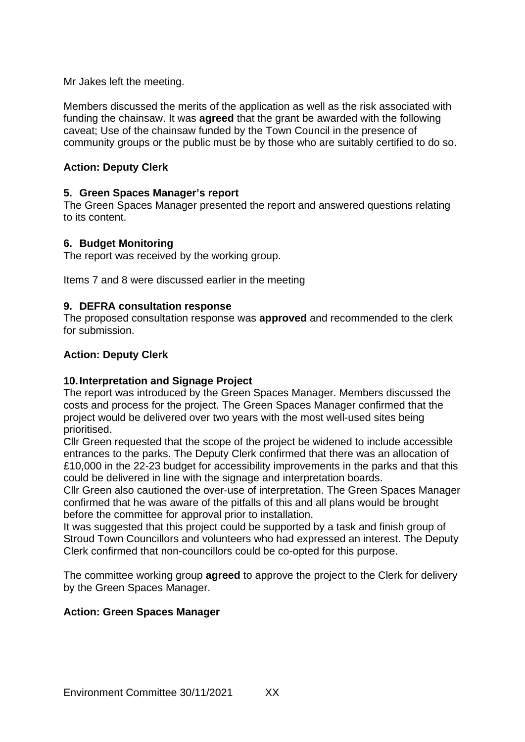Mr Jakes left the meeting.

Members discussed the merits of the application as well as the risk associated with funding the chainsaw. It was **agreed** that the grant be awarded with the following caveat; Use of the chainsaw funded by the Town Council in the presence of community groups or the public must be by those who are suitably certified to do so.

**Action: Deputy Clerk**

**5. Green Spaces Manager's report**

The Green Spaces Manager presented the report and answered questions relating to its content.

**6. Budget Monitoring**

The report was received by the working group.

Items 7 and 8 were discussed earlier in the meeting

**9. DEFRA consultation response**

The proposed consultation response was **approved** and recommended to the clerk for submission.

**Action: Deputy Clerk**

**10. Interpretation and Signage Project**

The report was introduced by the Green Spaces Manager. Members discussed the costs and process for the project. The Green Spaces Manager confirmed that the project would be delivered over two years with the most well-used sites being prioritised.

Cllr Green requested that the scope of the project be widened to include accessible entrances to the parks. The Deputy Clerk confirmed that there was an allocation of £10,000 in the 22-23 budget for accessibility improvements in the parks and that this could be delivered in line with the signage and interpretation boards.

Cllr Green also cautioned the over-use of interpretation. The Green Spaces Manager confirmed that he was aware of the pitfalls of this and all plans would be brought before the committee for approval prior to installation.

It was suggested that this project could be supported by a task and finish group of Stroud Town Councillors and volunteers who had expressed an interest. The Deputy Clerk confirmed that non-councillors could be co-opted for this purpose.

The committee working group **agreed** to approve the project to the Clerk for delivery by the Green Spaces Manager.

**Action: Green Spaces Manager**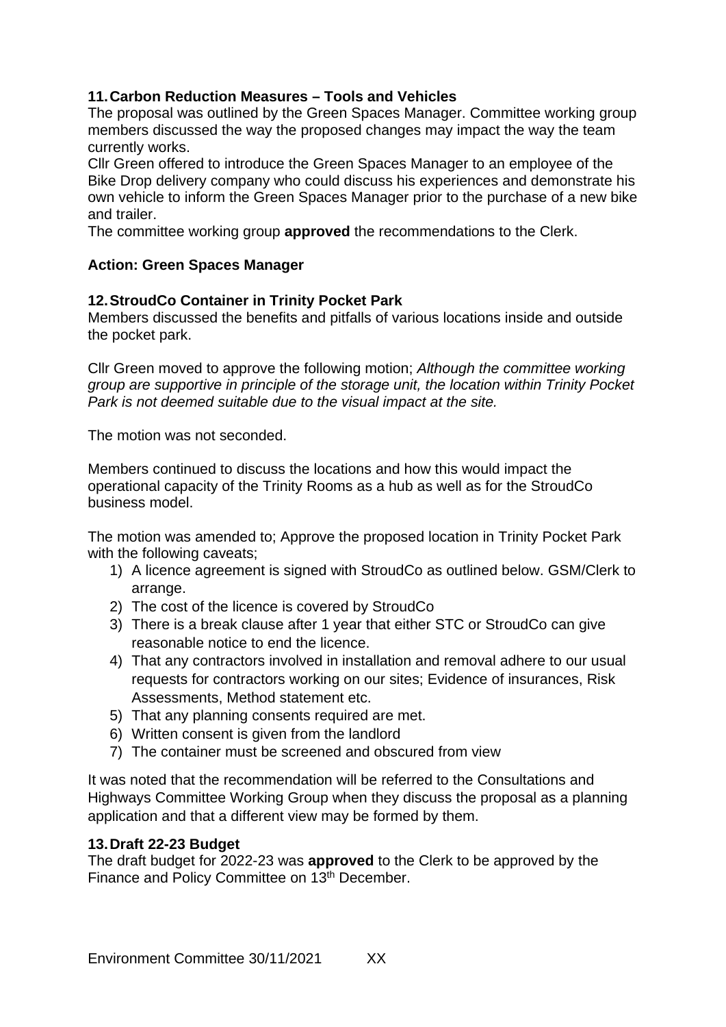### 11. Carbon Reduction Measures – Tools and Vehicles

The proposal was outlined by the Green Spaces Manager. Committee working group members discussed the way the proposed changes may impact the way the team currently works.

Cllr Green offered to introduce the Green Spaces Manager to an employee of the Bike Drop delivery company who could discuss his experiences and demonstrate his own vehicle to inform the Green Spaces Manager prior to the purchase of a new bike and trailer.

The committee working group **approved** the recommendations to the Clerk.

**Action: Green Spaces Manager**

### 12. StroudCo Container in Trinity Pocket Park

Members discussed the benefits and pitfalls of various locations inside and outside the pocket park.

Cllr Green moved to approve the following motion; *Although the committee working group are supportive in principle of the storage unit, the location within Trinity Pocket Park is not deemed suitable due to the visual impact at the site.*

The motion was not seconded.

Members continued to discuss the locations and how this would impact the operational capacity of the Trinity Rooms as a hub as well as for the StroudCo business model.

The motion was amended to; Approve the proposed location in Trinity Pocket Park with the following caveats;

1) A licence agreement is signed with StroudCo as outlined below. GSM/Clerk to arrange.
2) The cost of the licence is covered by StroudCo
3) There is a break clause after 1 year that either STC or StroudCo can give reasonable notice to end the licence.
4) That any contractors involved in installation and removal adhere to our usual requests for contractors working on our sites; Evidence of insurances, Risk Assessments, Method statement etc.
5) That any planning consents required are met.
6) Written consent is given from the landlord
7) The container must be screened and obscured from view

It was noted that the recommendation will be referred to the Consultations and Highways Committee Working Group when they discuss the proposal as a planning application and that a different view may be formed by them.

### 13. Draft 22-23 Budget

The draft budget for 2022-23 was **approved** to the Clerk to be approved by the Finance and Policy Committee on 13th December.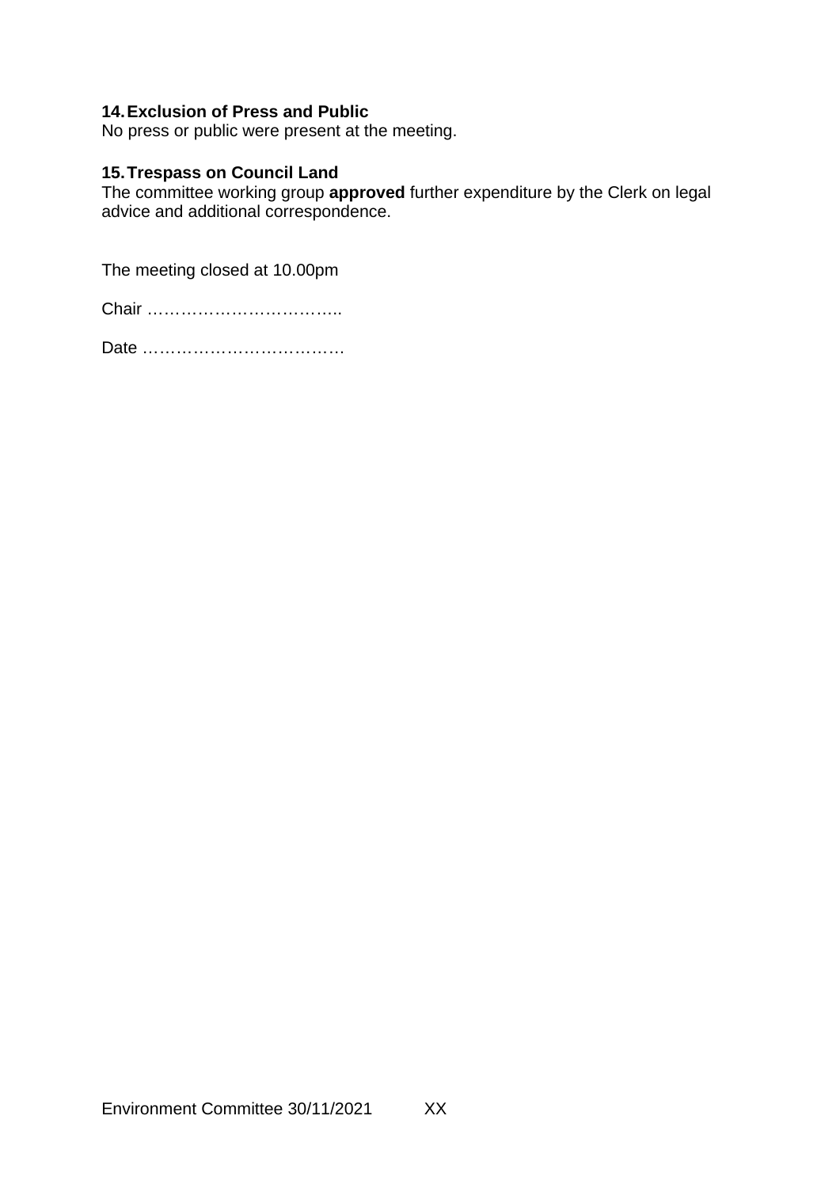**14. Exclusion of Press and Public**
No press or public were present at the meeting.

**15. Trespass on Council Land**
The committee working group **approved** further expenditure by the Clerk on legal advice and additional correspondence.

The meeting closed at 10.00pm

Chair ……………………………..

Date ………………………………